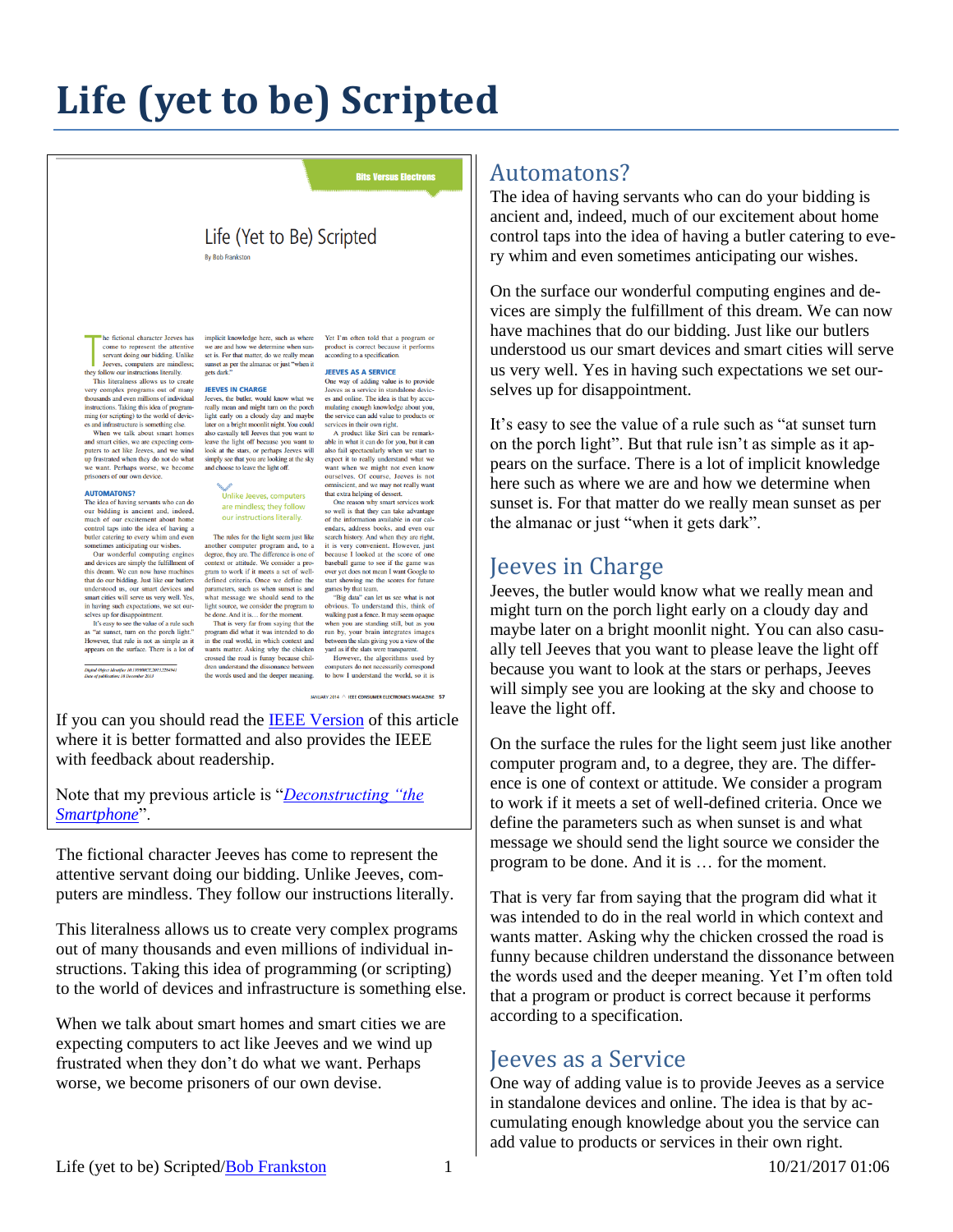# Life (yet to be) Scripted

If you can you should read the IEEE Version of this article where it is better formatted and also provides the IEEE with feedback about readership.

Note that my previous article is "*Deconstructing "the Smartphone*".

The fictional character Jeeves has come to represent the attentive servant doing our bidding. Unlike Jeeves, computers are mindless. They follow our instructions literally.

This literalness allows us to create very complex programs out of many thousands and even millions of individual instructions. Taking this idea of programming (or scripting) to the world of devices and infrastructure is something else.

When we talk about smart homes and smart cities we are expecting computers to act like Jeeves and we wind up frustrated when they don't do what we want. Perhaps worse, we become prisoners of our own devise.

## Automatons?

The idea of having servants who can do your bidding is ancient and, indeed, much of our excitement about home control taps into the idea of having a butler catering to every whim and even sometimes anticipating our wishes.

On the surface our wonderful computing engines and devices are simply the fulfillment of this dream. We can now have machines that do our bidding. Just like our butlers understood us our smart devices and smart cities will serve us very well. Yes in having such expectations we set ourselves up for disappointment.

It's easy to see the value of a rule such as "at sunset turn on the porch light". But that rule isn't as simple as it appears on the surface. There is a lot of implicit knowledge here such as where we are and how we determine when sunset is. For that matter do we really mean sunset as per the almanac or just "when it gets dark".

## Jeeves in Charge

Jeeves, the butler would know what we really mean and might turn on the porch light early on a cloudy day and maybe later on a bright moonlit night. You can also casually tell Jeeves that you want to please leave the light off because you want to look at the stars or perhaps, Jeeves will simply see you are looking at the sky and choose to leave the light off.

On the surface the rules for the light seem just like another computer program and, to a degree, they are. The difference is one of context or attitude. We consider a program to work if it meets a set of well-defined criteria. Once we define the parameters such as when sunset is and what message we should send the light source we consider the program to be done. And it is … for the moment.

That is very far from saying that the program did what it was intended to do in the real world in which context and wants matter. Asking why the chicken crossed the road is funny because children understand the dissonance between the words used and the deeper meaning. Yet I'm often told that a program or product is correct because it performs according to a specification.

## Jeeves as a Service

One way of adding value is to provide Jeeves as a service in standalone devices and online. The idea is that by accumulating enough knowledge about you the service can add value to products or services in their own right.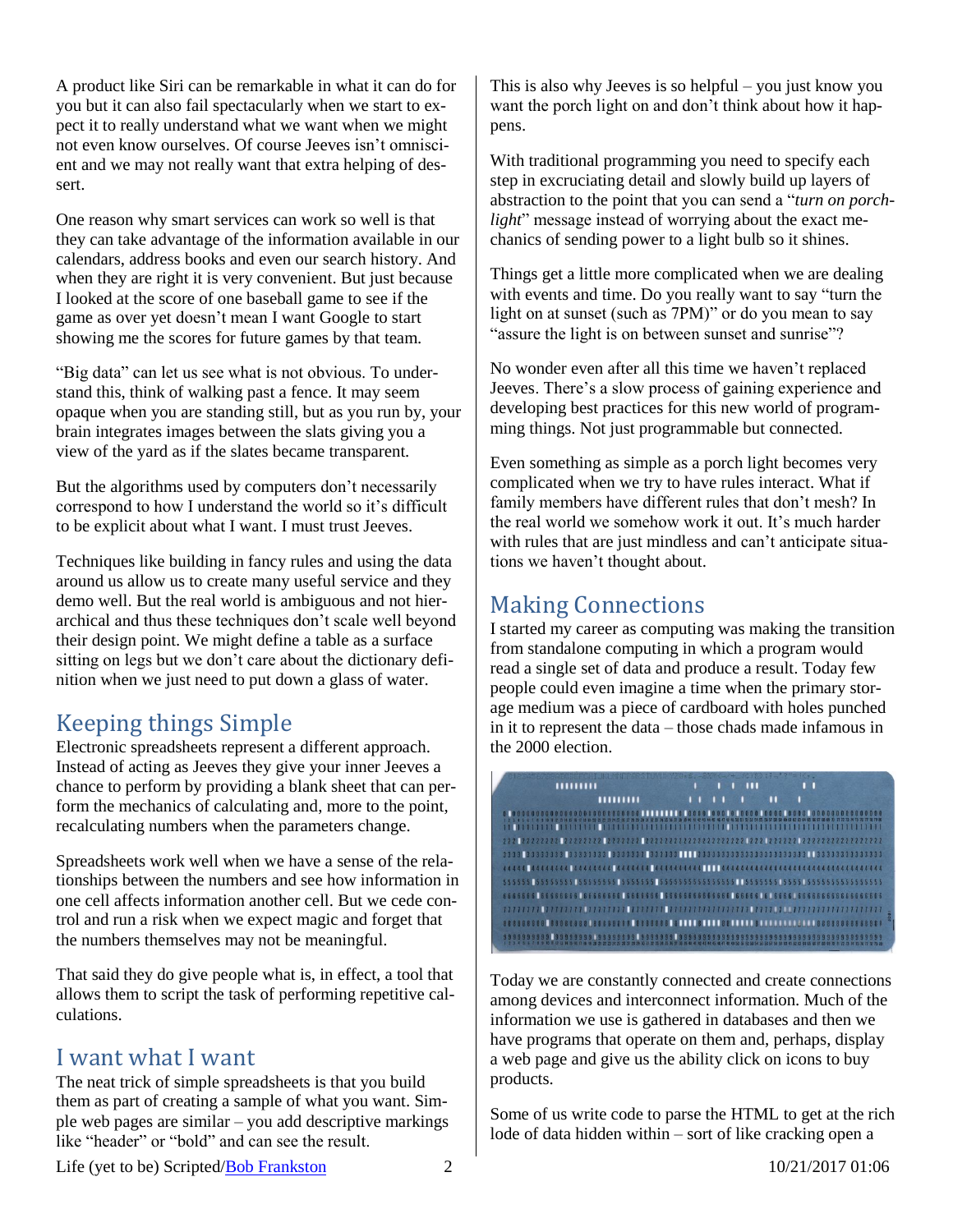A product like Siri can be remarkable in what it can do for you but it can also fail spectacularly when we start to expect it to really understand what we want when we might not even know ourselves. Of course Jeeves isn't omniscient and we may not really want that extra helping of dessert.

One reason why smart services can work so well is that they can take advantage of the information available in our calendars, address books and even our search history. And when they are right it is very convenient. But just because I looked at the score of one baseball game to see if the game as over yet doesn't mean I want Google to start showing me the scores for future games by that team.

"Big data" can let us see what is not obvious. To understand this, think of walking past a fence. It may seem opaque when you are standing still, but as you run by, your brain integrates images between the slats giving you a view of the yard as if the slates became transparent.

But the algorithms used by computers don't necessarily correspond to how I understand the world so it's difficult to be explicit about what I want. I must trust Jeeves.

Techniques like building in fancy rules and using the data around us allow us to create many useful service and they demo well. But the real world is ambiguous and not hierarchical and thus these techniques don't scale well beyond their design point. We might define a table as a surface sitting on legs but we don't care about the dictionary definition when we just need to put down a glass of water.

## Keeping things Simple

Electronic spreadsheets represent a different approach. Instead of acting as Jeeves they give your inner Jeeves a chance to perform by providing a blank sheet that can perform the mechanics of calculating and, more to the point, recalculating numbers when the parameters change.

Spreadsheets work well when we have a sense of the relationships between the numbers and see how information in one cell affects information another cell. But we cede control and run a risk when we expect magic and forget that the numbers themselves may not be meaningful.

That said they do give people what is, in effect, a tool that allows them to script the task of performing repetitive calculations.

## I want what I want

The neat trick of simple spreadsheets is that you build them as part of creating a sample of what you want. Simple web pages are similar – you add descriptive markings like "header" or "bold" and can see the result.

This is also why Jeeves is so helpful – you just know you want the porch light on and don't think about how it happens.

With traditional programming you need to specify each step in excruciating detail and slowly build up layers of abstraction to the point that you can send a "*turn on porchlight*" message instead of worrying about the exact mechanics of sending power to a light bulb so it shines.

Things get a little more complicated when we are dealing with events and time. Do you really want to say "turn the light on at sunset (such as 7PM)" or do you mean to say "assure the light is on between sunset and sunrise"?

No wonder even after all this time we haven't replaced Jeeves. There's a slow process of gaining experience and developing best practices for this new world of programming things. Not just programmable but connected.

Even something as simple as a porch light becomes very complicated when we try to have rules interact. What if family members have different rules that don't mesh? In the real world we somehow work it out. It's much harder with rules that are just mindless and can't anticipate situations we haven't thought about.

## Making Connections

I started my career as computing was making the transition from standalone computing in which a program would read a single set of data and produce a result. Today few people could even imagine a time when the primary storage medium was a piece of cardboard with holes punched in it to represent the data – those chads made infamous in the 2000 election.

Today we are constantly connected and create connections among devices and interconnect information. Much of the information we use is gathered in databases and then we have programs that operate on them and, perhaps, display a web page and give us the ability click on icons to buy products.

Some of us write code to parse the HTML to get at the rich lode of data hidden within – sort of like cracking open a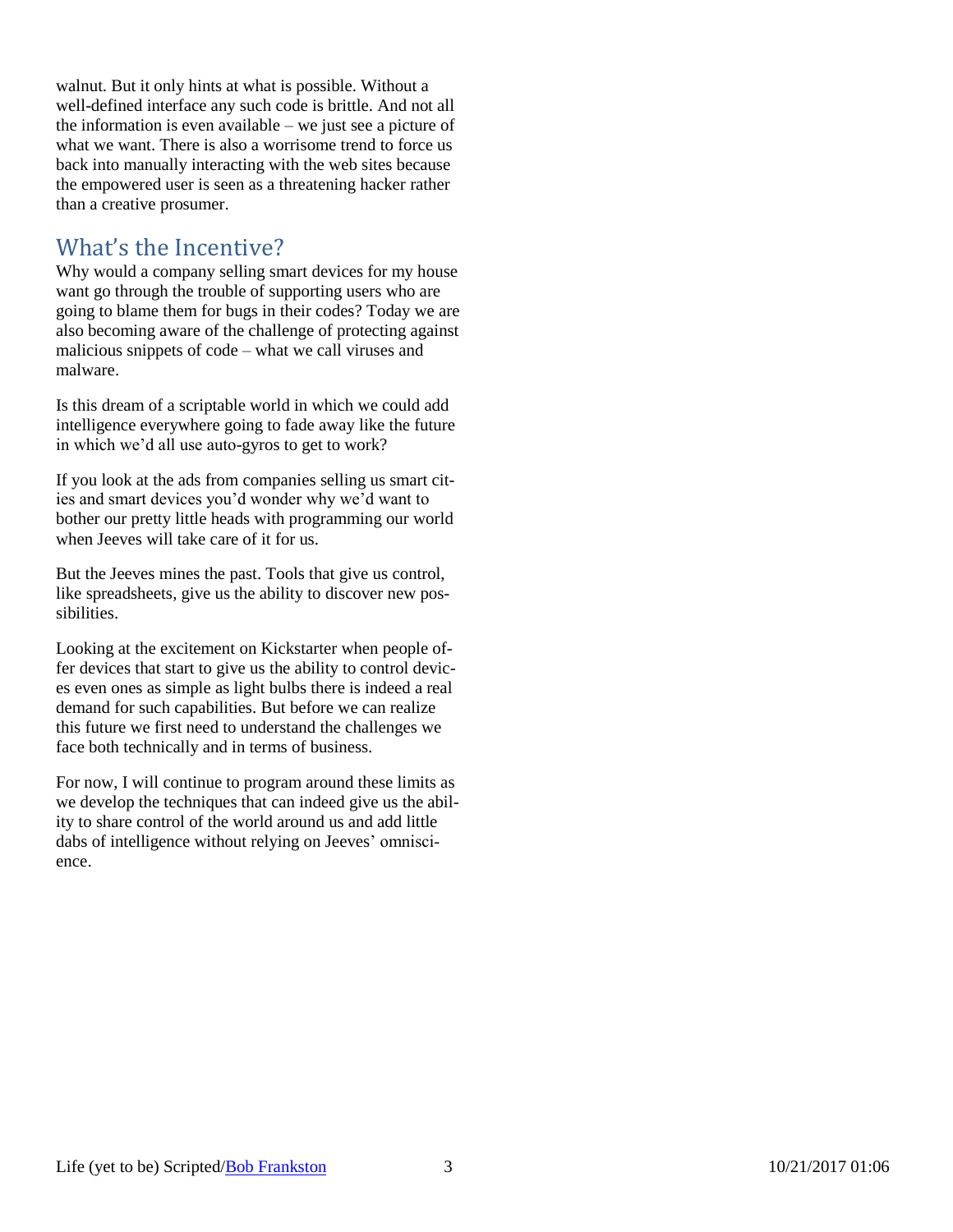walnut. But it only hints at what is possible. Without a well-defined interface any such code is brittle. And not all the information is even available – we just see a picture of what we want. There is also a worrisome trend to force us back into manually interacting with the web sites because the empowered user is seen as a threatening hacker rather than a creative prosumer.

## What's the Incentive?

Why would a company selling smart devices for my house want go through the trouble of supporting users who are going to blame them for bugs in their codes? Today we are also becoming aware of the challenge of protecting against malicious snippets of code – what we call viruses and malware.

Is this dream of a scriptable world in which we could add intelligence everywhere going to fade away like the future in which we'd all use auto-gyros to get to work?

If you look at the ads from companies selling us smart cities and smart devices you'd wonder why we'd want to bother our pretty little heads with programming our world when Jeeves will take care of it for us.

But the Jeeves mines the past. Tools that give us control, like spreadsheets, give us the ability to discover new possibilities.

Looking at the excitement on Kickstarter when people offer devices that start to give us the ability to control devices even ones as simple as light bulbs there is indeed a real demand for such capabilities. But before we can realize this future we first need to understand the challenges we face both technically and in terms of business.

For now, I will continue to program around these limits as we develop the techniques that can indeed give us the ability to share control of the world around us and add little dabs of intelligence without relying on Jeeves' omniscience.